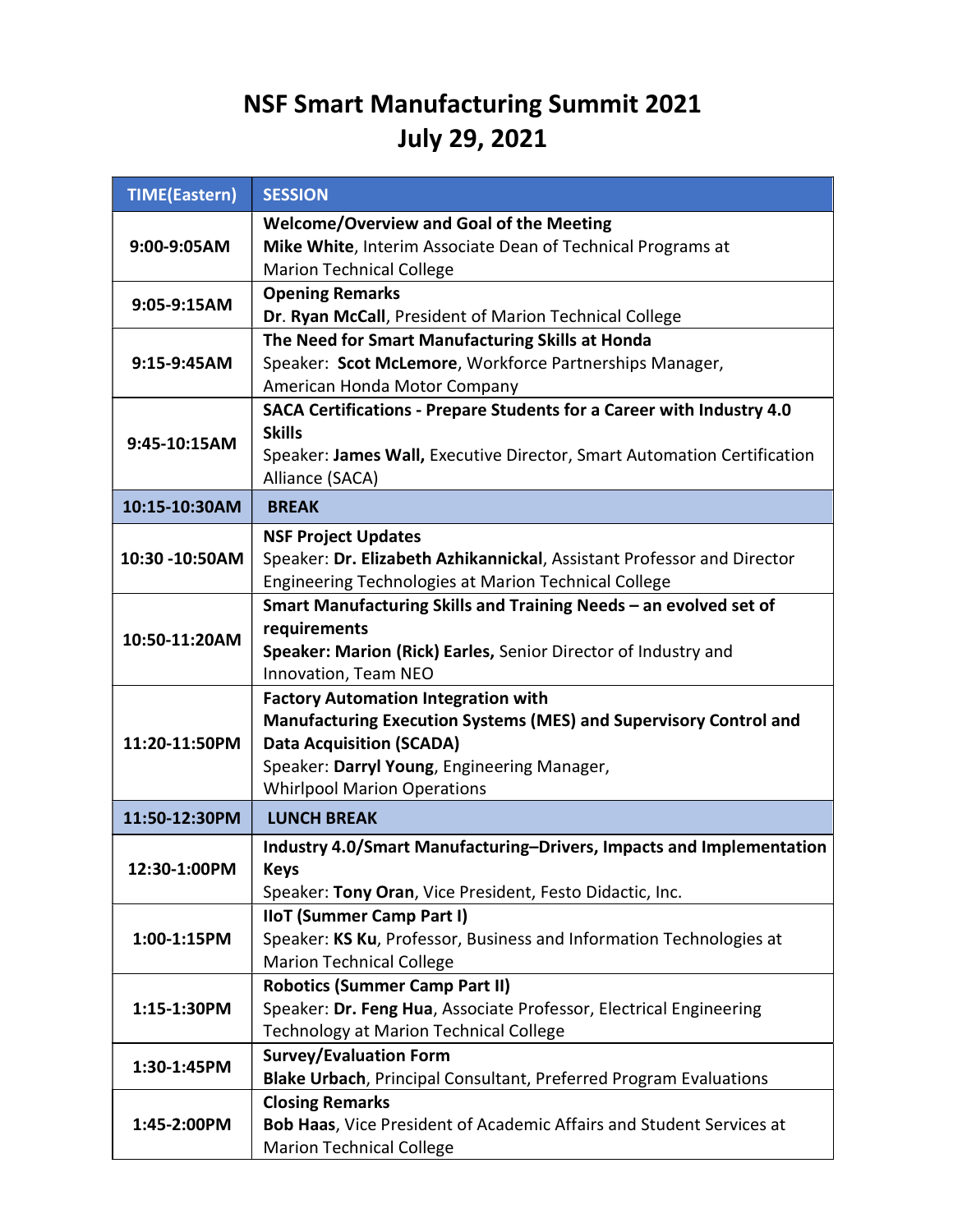# NSF Smart Manufacturing Summit 2021
# July 29, 2021

| TIME(Eastern) | SESSION |
|---|---|
| **9:00-9:05AM** | **Welcome/Overview and Goal of the Meeting**<br>**Mike White**, Interim Associate Dean of Technical Programs at Marion Technical College |
| **9:05-9:15AM** | **Opening Remarks**<br>**Dr. Ryan McCall**, President of Marion Technical College |
| **9:15-9:45AM** | **The Need for Smart Manufacturing Skills at Honda**<br>Speaker: **Scot McLemore**, Workforce Partnerships Manager, American Honda Motor Company |
| **9:45-10:15AM** | **SACA Certifications - Prepare Students for a Career with Industry 4.0 Skills**<br>Speaker: **James Wall,** Executive Director, Smart Automation Certification Alliance (SACA) |
| **10:15-10:30AM** | **BREAK** |
| **10:30 -10:50AM** | **NSF Project Updates**<br>Speaker: **Dr. Elizabeth Azhikannickal**, Assistant Professor and Director Engineering Technologies at Marion Technical College |
| **10:50-11:20AM** | **Smart Manufacturing Skills and Training Needs – an evolved set of requirements**<br>**Speaker: Marion (Rick) Earles,** Senior Director of Industry and Innovation, Team NEO |
| **11:20-11:50PM** | **Factory Automation Integration with Manufacturing Execution Systems (MES) and Supervisory Control and Data Acquisition (SCADA)**<br>Speaker: **Darryl Young**, Engineering Manager, Whirlpool Marion Operations |
| **11:50-12:30PM** | **LUNCH BREAK** |
| **12:30-1:00PM** | **Industry 4.0/Smart Manufacturing–Drivers, Impacts and Implementation Keys**<br>Speaker: **Tony Oran**, Vice President, Festo Didactic, Inc. |
| **1:00-1:15PM** | **IIoT (Summer Camp Part I)**<br>Speaker: **KS Ku**, Professor, Business and Information Technologies at Marion Technical College |
| **1:15-1:30PM** | **Robotics (Summer Camp Part II)**<br>Speaker: **Dr. Feng Hua**, Associate Professor, Electrical Engineering Technology at Marion Technical College |
| **1:30-1:45PM** | **Survey/Evaluation Form**<br>**Blake Urbach**, Principal Consultant, Preferred Program Evaluations |
| **1:45-2:00PM** | **Closing Remarks**<br>**Bob Haas**, Vice President of Academic Affairs and Student Services at Marion Technical College |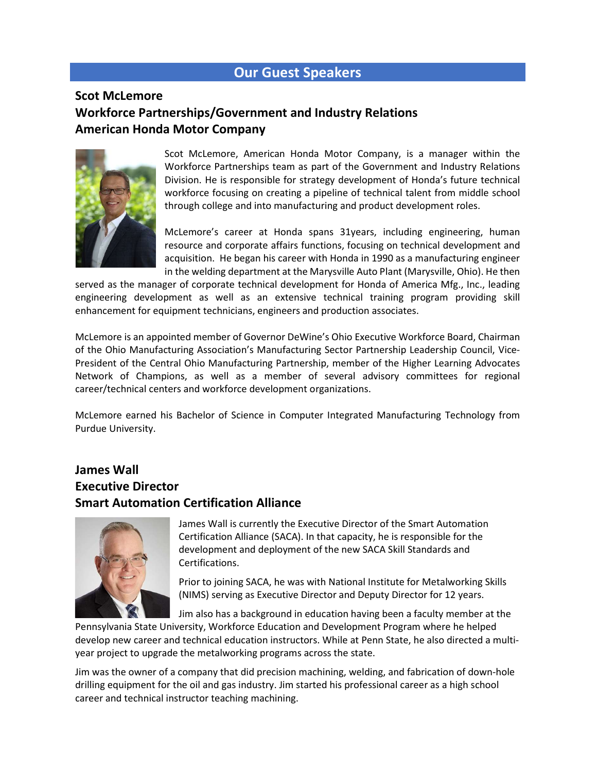## Our Guest Speakers

### Scot McLemore
### Workforce Partnerships/Government and Industry Relations
### American Honda Motor Company

Scot McLemore, American Honda Motor Company, is a manager within the Workforce Partnerships team as part of the Government and Industry Relations Division. He is responsible for strategy development of Honda's future technical workforce focusing on creating a pipeline of technical talent from middle school through college and into manufacturing and product development roles.

McLemore's career at Honda spans 31years, including engineering, human resource and corporate affairs functions, focusing on technical development and acquisition. He began his career with Honda in 1990 as a manufacturing engineer in the welding department at the Marysville Auto Plant (Marysville, Ohio). He then served as the manager of corporate technical development for Honda of America Mfg., Inc., leading engineering development as well as an extensive technical training program providing skill enhancement for equipment technicians, engineers and production associates.

McLemore is an appointed member of Governor DeWine's Ohio Executive Workforce Board, Chairman of the Ohio Manufacturing Association's Manufacturing Sector Partnership Leadership Council, Vice-President of the Central Ohio Manufacturing Partnership, member of the Higher Learning Advocates Network of Champions, as well as a member of several advisory committees for regional career/technical centers and workforce development organizations.

McLemore earned his Bachelor of Science in Computer Integrated Manufacturing Technology from Purdue University.

### James Wall
### Executive Director
### Smart Automation Certification Alliance

James Wall is currently the Executive Director of the Smart Automation Certification Alliance (SACA). In that capacity, he is responsible for the development and deployment of the new SACA Skill Standards and Certifications.

Prior to joining SACA, he was with National Institute for Metalworking Skills (NIMS) serving as Executive Director and Deputy Director for 12 years.

Jim also has a background in education having been a faculty member at the Pennsylvania State University, Workforce Education and Development Program where he helped develop new career and technical education instructors. While at Penn State, he also directed a multi-year project to upgrade the metalworking programs across the state.

Jim was the owner of a company that did precision machining, welding, and fabrication of down-hole drilling equipment for the oil and gas industry. Jim started his professional career as a high school career and technical instructor teaching machining.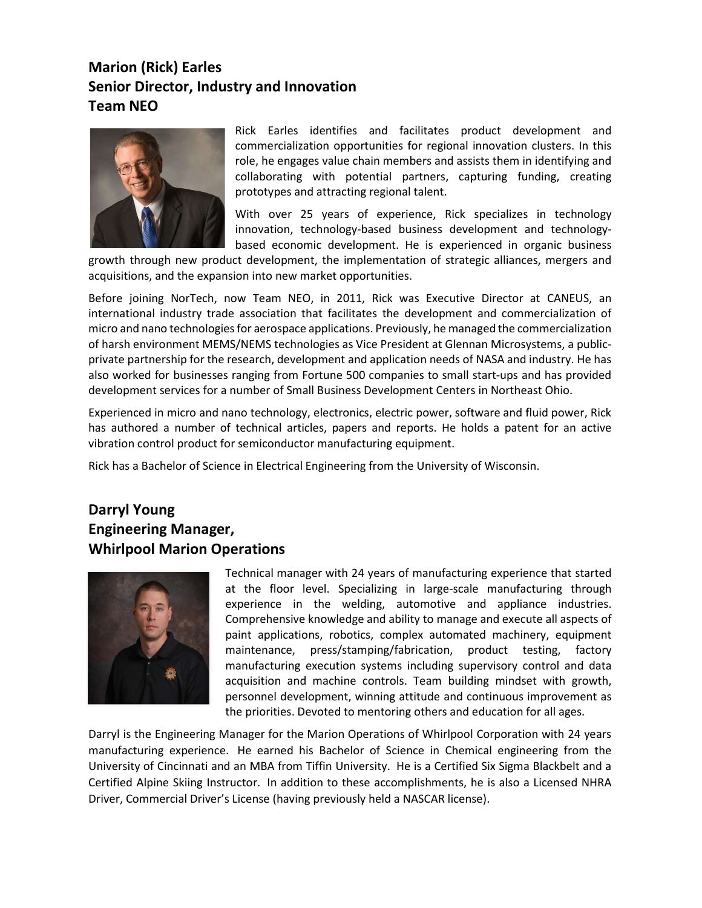## Marion (Rick) Earles
## Senior Director, Industry and Innovation
## Team NEO

Rick Earles identifies and facilitates product development and commercialization opportunities for regional innovation clusters. In this role, he engages value chain members and assists them in identifying and collaborating with potential partners, capturing funding, creating prototypes and attracting regional talent.

With over 25 years of experience, Rick specializes in technology innovation, technology-based business development and technology-based economic development. He is experienced in organic business growth through new product development, the implementation of strategic alliances, mergers and acquisitions, and the expansion into new market opportunities.

Before joining NorTech, now Team NEO, in 2011, Rick was Executive Director at CANEUS, an international industry trade association that facilitates the development and commercialization of micro and nano technologies for aerospace applications. Previously, he managed the commercialization of harsh environment MEMS/NEMS technologies as Vice President at Glennan Microsystems, a public-private partnership for the research, development and application needs of NASA and industry. He has also worked for businesses ranging from Fortune 500 companies to small start-ups and has provided development services for a number of Small Business Development Centers in Northeast Ohio.

Experienced in micro and nano technology, electronics, electric power, software and fluid power, Rick has authored a number of technical articles, papers and reports. He holds a patent for an active vibration control product for semiconductor manufacturing equipment.

Rick has a Bachelor of Science in Electrical Engineering from the University of Wisconsin.

## Darryl Young
## Engineering Manager,
## Whirlpool Marion Operations

Technical manager with 24 years of manufacturing experience that started at the floor level. Specializing in large-scale manufacturing through experience in the welding, automotive and appliance industries. Comprehensive knowledge and ability to manage and execute all aspects of paint applications, robotics, complex automated machinery, equipment maintenance, press/stamping/fabrication, product testing, factory manufacturing execution systems including supervisory control and data acquisition and machine controls. Team building mindset with growth, personnel development, winning attitude and continuous improvement as the priorities. Devoted to mentoring others and education for all ages.

Darryl is the Engineering Manager for the Marion Operations of Whirlpool Corporation with 24 years manufacturing experience. He earned his Bachelor of Science in Chemical engineering from the University of Cincinnati and an MBA from Tiffin University. He is a Certified Six Sigma Blackbelt and a Certified Alpine Skiing Instructor. In addition to these accomplishments, he is also a Licensed NHRA Driver, Commercial Driver's License (having previously held a NASCAR license).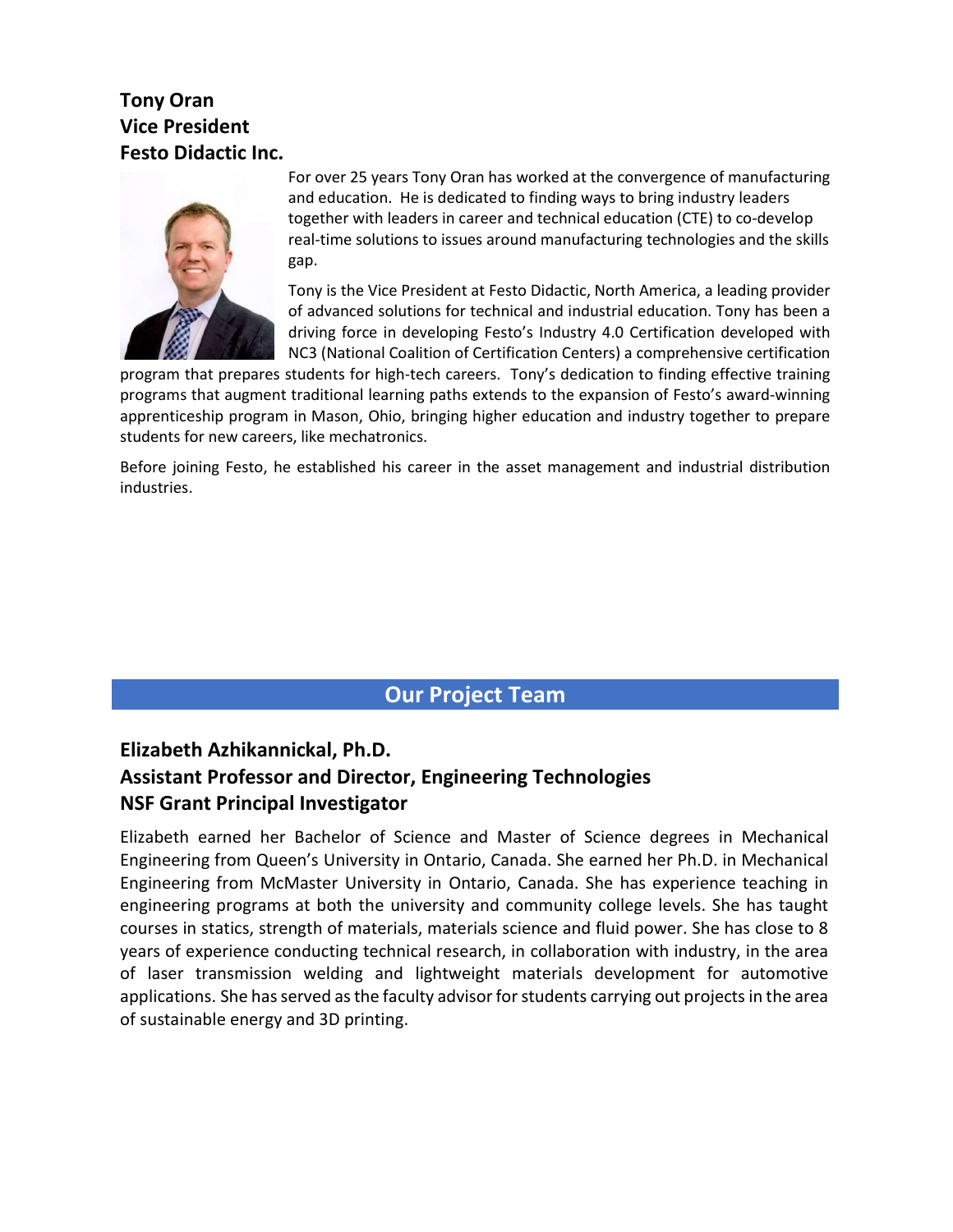**Tony Oran**
**Vice President**
**Festo Didactic Inc.**

For over 25 years Tony Oran has worked at the convergence of manufacturing and education. He is dedicated to finding ways to bring industry leaders together with leaders in career and technical education (CTE) to co-develop real-time solutions to issues around manufacturing technologies and the skills gap.

Tony is the Vice President at Festo Didactic, North America, a leading provider of advanced solutions for technical and industrial education. Tony has been a driving force in developing Festo's Industry 4.0 Certification developed with NC3 (National Coalition of Certification Centers) a comprehensive certification program that prepares students for high-tech careers. Tony's dedication to finding effective training programs that augment traditional learning paths extends to the expansion of Festo's award-winning apprenticeship program in Mason, Ohio, bringing higher education and industry together to prepare students for new careers, like mechatronics.

Before joining Festo, he established his career in the asset management and industrial distribution industries.

## Our Project Team

### Elizabeth Azhikannickal, Ph.D.
### Assistant Professor and Director, Engineering Technologies
### NSF Grant Principal Investigator

Elizabeth earned her Bachelor of Science and Master of Science degrees in Mechanical Engineering from Queen's University in Ontario, Canada. She earned her Ph.D. in Mechanical Engineering from McMaster University in Ontario, Canada. She has experience teaching in engineering programs at both the university and community college levels. She has taught courses in statics, strength of materials, materials science and fluid power. She has close to 8 years of experience conducting technical research, in collaboration with industry, in the area of laser transmission welding and lightweight materials development for automotive applications. She has served as the faculty advisor for students carrying out projects in the area of sustainable energy and 3D printing.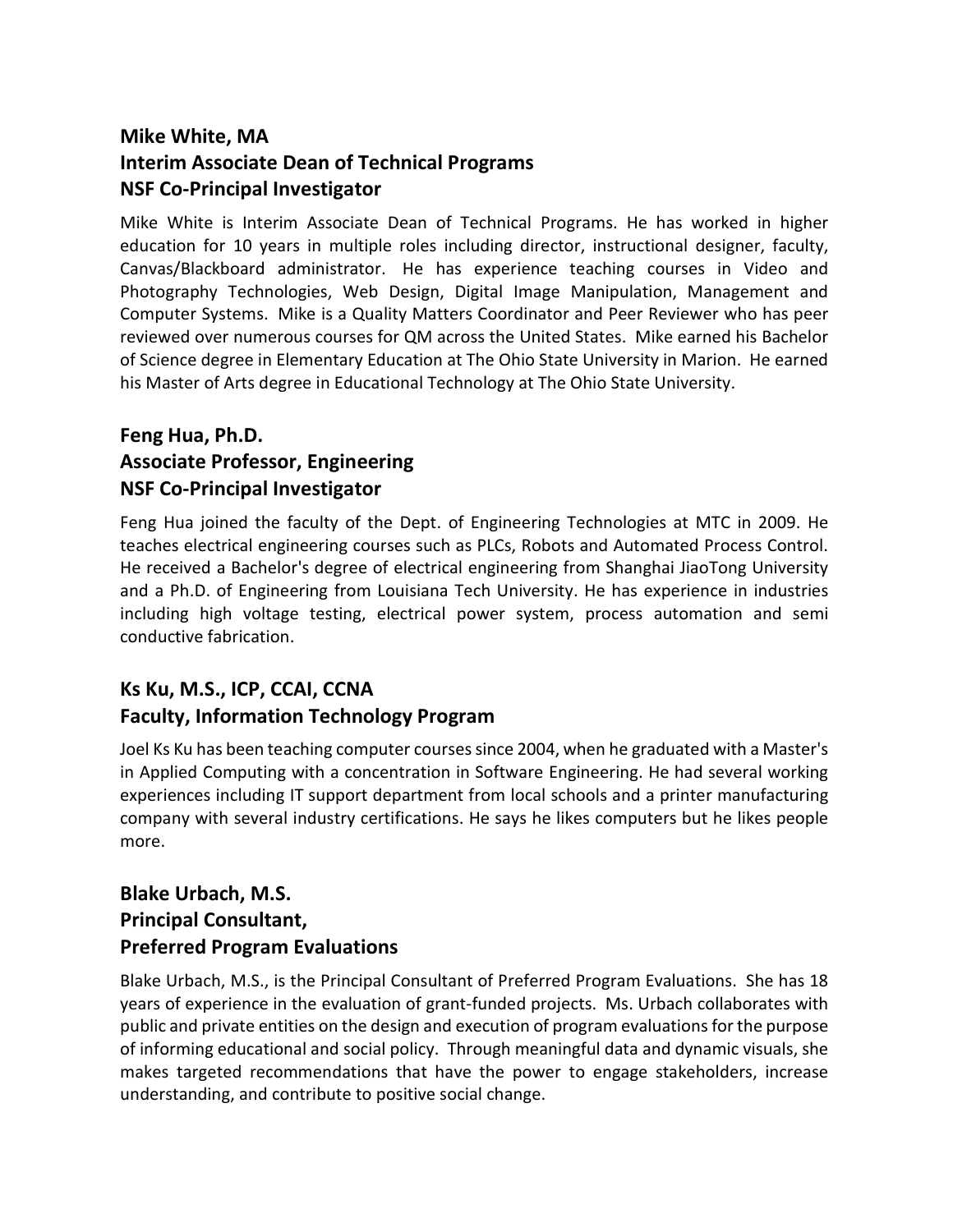### Mike White, MA
### Interim Associate Dean of Technical Programs
### NSF Co-Principal Investigator

Mike White is Interim Associate Dean of Technical Programs. He has worked in higher education for 10 years in multiple roles including director, instructional designer, faculty, Canvas/Blackboard administrator. He has experience teaching courses in Video and Photography Technologies, Web Design, Digital Image Manipulation, Management and Computer Systems. Mike is a Quality Matters Coordinator and Peer Reviewer who has peer reviewed over numerous courses for QM across the United States. Mike earned his Bachelor of Science degree in Elementary Education at The Ohio State University in Marion. He earned his Master of Arts degree in Educational Technology at The Ohio State University.

### Feng Hua, Ph.D.
### Associate Professor, Engineering
### NSF Co-Principal Investigator

Feng Hua joined the faculty of the Dept. of Engineering Technologies at MTC in 2009. He teaches electrical engineering courses such as PLCs, Robots and Automated Process Control. He received a Bachelor's degree of electrical engineering from Shanghai JiaoTong University and a Ph.D. of Engineering from Louisiana Tech University. He has experience in industries including high voltage testing, electrical power system, process automation and semi conductive fabrication.

### Ks Ku, M.S., ICP, CCAI, CCNA
### Faculty, Information Technology Program

Joel Ks Ku has been teaching computer courses since 2004, when he graduated with a Master's in Applied Computing with a concentration in Software Engineering. He had several working experiences including IT support department from local schools and a printer manufacturing company with several industry certifications. He says he likes computers but he likes people more.

### Blake Urbach, M.S.
### Principal Consultant,
### Preferred Program Evaluations

Blake Urbach, M.S., is the Principal Consultant of Preferred Program Evaluations. She has 18 years of experience in the evaluation of grant-funded projects. Ms. Urbach collaborates with public and private entities on the design and execution of program evaluations for the purpose of informing educational and social policy. Through meaningful data and dynamic visuals, she makes targeted recommendations that have the power to engage stakeholders, increase understanding, and contribute to positive social change.